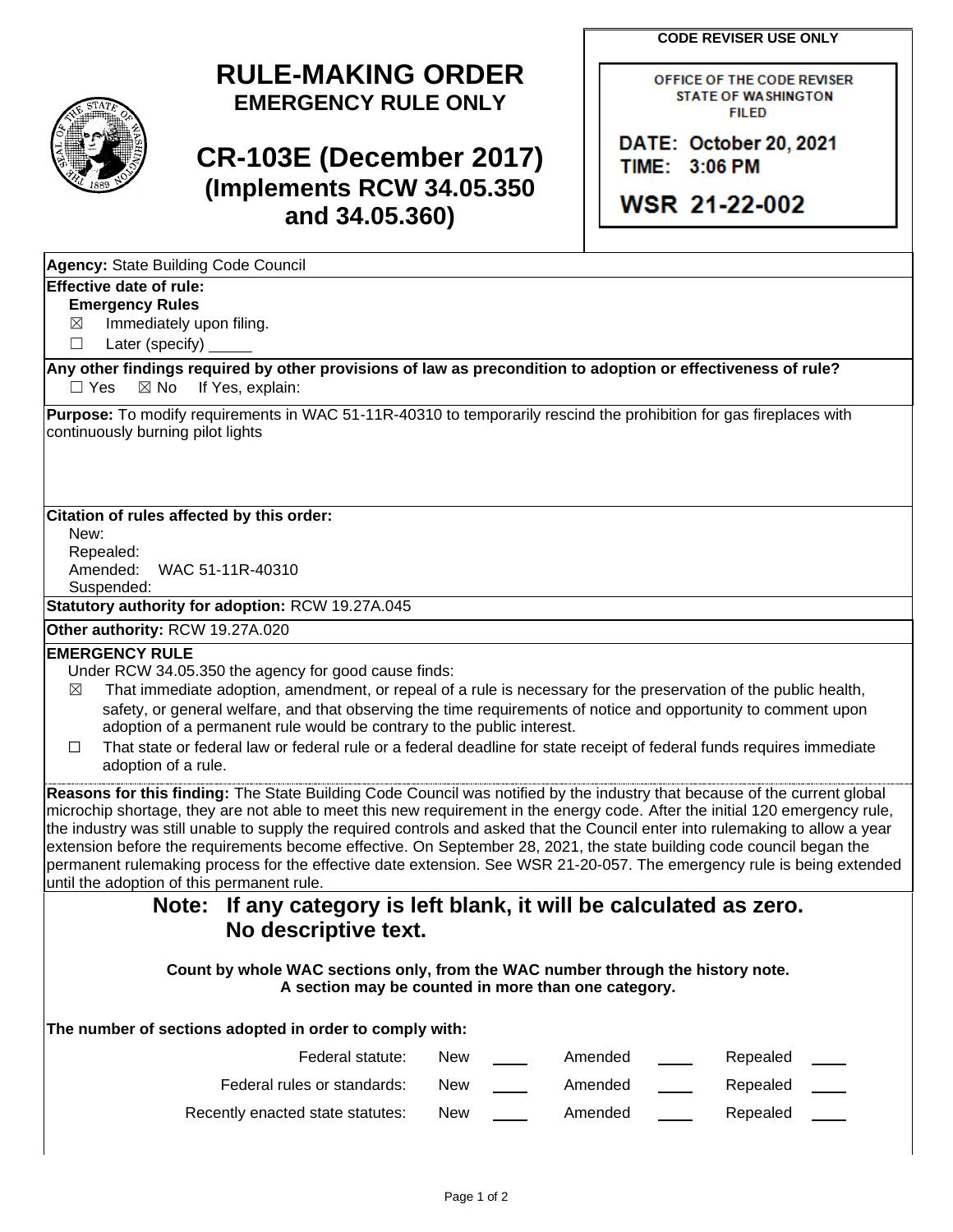**CODE REVISER USE ONLY**

OFFICE OF THE CODE REVISER
STATE OF WASHINGTON
FILED

DATE: October 20, 2021
TIME: 3:06 PM

WSR 21-22-002

# RULE-MAKING ORDER
## EMERGENCY RULE ONLY

# CR-103E (December 2017)
## (Implements RCW 34.05.350 and 34.05.360)

**Agency:** State Building Code Council

**Effective date of rule:**
**Emergency Rules**
☒ Immediately upon filing.
☐ Later (specify) _____

**Any other findings required by other provisions of law as precondition to adoption or effectiveness of rule?**
☐ Yes ☒ No If Yes, explain:

**Purpose:** To modify requirements in WAC 51-11R-40310 to temporarily rescind the prohibition for gas fireplaces with continuously burning pilot lights

**Citation of rules affected by this order:**
New:
Repealed:
Amended: WAC 51-11R-40310
Suspended:

**Statutory authority for adoption:** RCW 19.27A.045

**Other authority:** RCW 19.27A.020

**EMERGENCY RULE**
Under RCW 34.05.350 the agency for good cause finds:

☒ That immediate adoption, amendment, or repeal of a rule is necessary for the preservation of the public health, safety, or general welfare, and that observing the time requirements of notice and opportunity to comment upon adoption of a permanent rule would be contrary to the public interest.

☐ That state or federal law or federal rule or a federal deadline for state receipt of federal funds requires immediate adoption of a rule.

**Reasons for this finding:** The State Building Code Council was notified by the industry that because of the current global microchip shortage, they are not able to meet this new requirement in the energy code. After the initial 120 emergency rule, the industry was still unable to supply the required controls and asked that the Council enter into rulemaking to allow a year extension before the requirements become effective. On September 28, 2021, the state building code council began the permanent rulemaking process for the effective date extension. See WSR 21-20-057. The emergency rule is being extended until the adoption of this permanent rule.

**Note: If any category is left blank, it will be calculated as zero. No descriptive text.**

**Count by whole WAC sections only, from the WAC number through the history note. A section may be counted in more than one category.**

**The number of sections adopted in order to comply with:**

| | | | | | | |
|---|---|---|---|---|---|---|
| Federal statute: | New | ____ | Amended | ____ | Repealed | ____ |
| Federal rules or standards: | New | ____ | Amended | ____ | Repealed | ____ |
| Recently enacted state statutes: | New | ____ | Amended | ____ | Repealed | ____ |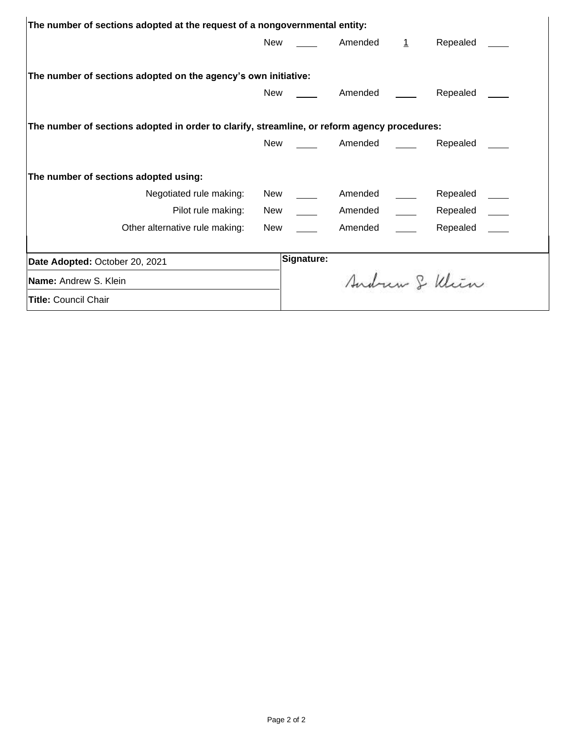**The number of sections adopted at the request of a nongovernmental entity:**

| | New | | Amended | | Repealed | |
|---|---|---|---|---|---|---|
| | New | ____ | Amended | 1 | Repealed | ____ |

**The number of sections adopted on the agency's own initiative:**

| | New | | Amended | | Repealed | |
|---|---|---|---|---|---|---|
| | New | ____ | Amended | ____ | Repealed | ____ |

**The number of sections adopted in order to clarify, streamline, or reform agency procedures:**

| | New | | Amended | | Repealed | |
|---|---|---|---|---|---|---|
| | New | ____ | Amended | ____ | Repealed | ____ |

**The number of sections adopted using:**

| | New | | Amended | | Repealed | |
|---|---|---|---|---|---|---|
| Negotiated rule making: | New | ____ | Amended | ____ | Repealed | ____ |
| Pilot rule making: | New | ____ | Amended | ____ | Repealed | ____ |
| Other alternative rule making: | New | ____ | Amended | ____ | Repealed | ____ |

| | |
|---|---|
| **Date Adopted:** October 20, 2021 | **Signature:** Andrew S. Klein |
| **Name:** Andrew S. Klein | |
| **Title:** Council Chair | |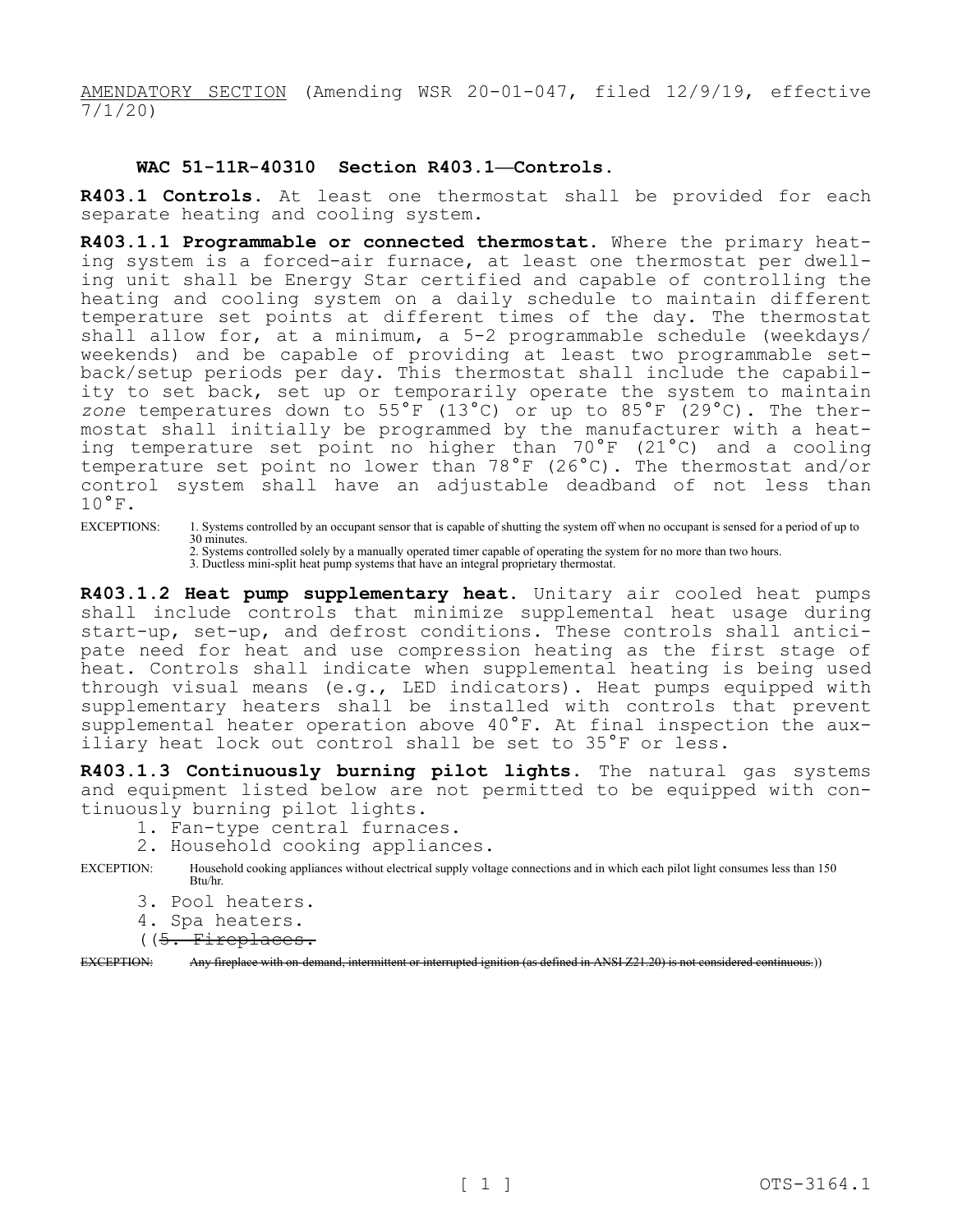AMENDATORY SECTION (Amending WSR 20-01-047, filed 12/9/19, effective 7/1/20)

### WAC 51-11R-40310 Section R403.1—Controls.

**R403.1 Controls.** At least one thermostat shall be provided for each separate heating and cooling system.

**R403.1.1 Programmable or connected thermostat.** Where the primary heating system is a forced-air furnace, at least one thermostat per dwelling unit shall be Energy Star certified and capable of controlling the heating and cooling system on a daily schedule to maintain different temperature set points at different times of the day. The thermostat shall allow for, at a minimum, a 5-2 programmable schedule (weekdays/weekends) and be capable of providing at least two programmable setback/setup periods per day. This thermostat shall include the capability to set back, set up or temporarily operate the system to maintain *zone* temperatures down to 55°F (13°C) or up to 85°F (29°C). The thermostat shall initially be programmed by the manufacturer with a heating temperature set point no higher than 70°F (21°C) and a cooling temperature set point no lower than 78°F (26°C). The thermostat and/or control system shall have an adjustable deadband of not less than 10°F.

EXCEPTIONS:
1. Systems controlled by an occupant sensor that is capable of shutting the system off when no occupant is sensed for a period of up to 30 minutes.
2. Systems controlled solely by a manually operated timer capable of operating the system for no more than two hours.
3. Ductless mini-split heat pump systems that have an integral proprietary thermostat.

**R403.1.2 Heat pump supplementary heat.** Unitary air cooled heat pumps shall include controls that minimize supplemental heat usage during start-up, set-up, and defrost conditions. These controls shall anticipate need for heat and use compression heating as the first stage of heat. Controls shall indicate when supplemental heating is being used through visual means (e.g., LED indicators). Heat pumps equipped with supplementary heaters shall be installed with controls that prevent supplemental heater operation above 40°F. At final inspection the auxiliary heat lock out control shall be set to 35°F or less.

**R403.1.3 Continuously burning pilot lights.** The natural gas systems and equipment listed below are not permitted to be equipped with continuously burning pilot lights.

1. Fan-type central furnaces.
2. Household cooking appliances.

EXCEPTION: Household cooking appliances without electrical supply voltage connections and in which each pilot light consumes less than 150 Btu/hr.

3. Pool heaters.
4. Spa heaters.

((~~5. Fireplaces.~~

~~EXCEPTION: Any fireplace with on-demand, intermittent or interrupted ignition (as defined in ANSI Z21.20) is not considered continuous.~~))